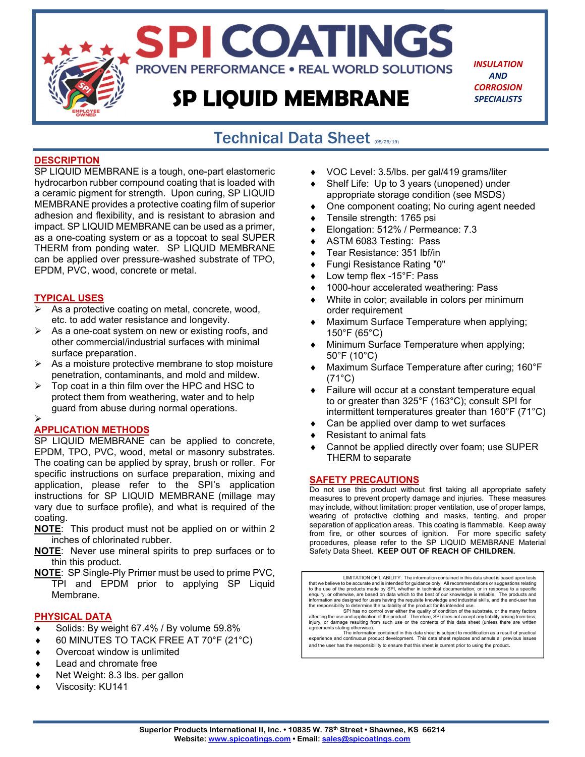# SPI COATINGS

PROVEN PERFORMANCE • REAL WORLD SOLUTIONS

# SP LIQUID MEMBRANE

*INSULATION AND CORROSION SPECIALISTS*

## Technical Data Sheet (05/29/19)

## DESCRIPTION

SP LIQUID MEMBRANE is a tough, one-part elastomeric hydrocarbon rubber compound coating that is loaded with a ceramic pigment for strength. Upon curing, SP LIQUID MEMBRANE provides a protective coating film of superior adhesion and flexibility, and is resistant to abrasion and impact. SP LIQUID MEMBRANE can be used as a primer, as a one-coating system or as a topcoat to seal SUPER THERM from ponding water. SP LIQUID MEMBRANE can be applied over pressure-washed substrate of TPO, EPDM, PVC, wood, concrete or metal.

## TYPICAL USES

- As a protective coating on metal, concrete, wood, etc. to add water resistance and longevity.
- As a one-coat system on new or existing roofs, and other commercial/industrial surfaces with minimal surface preparation.
- As a moisture protective membrane to stop moisture penetration, contaminants, and mold and mildew.
- Top coat in a thin film over the HPC and HSC to protect them from weathering, water and to help guard from abuse during normal operations.

## APPLICATION METHODS

SP LIQUID MEMBRANE can be applied to concrete, EPDM, TPO, PVC, wood, metal or masonry substrates. The coating can be applied by spray, brush or roller. For specific instructions on surface preparation, mixing and application, please refer to the SPI's application instructions for SP LIQUID MEMBRANE (millage may vary due to surface profile), and what is required of the coating.

**NOTE**: This product must not be applied on or within 2 inches of chlorinated rubber.

**NOTE**: Never use mineral spirits to prep surfaces or to thin this product.

**NOTE**: SP Single-Ply Primer must be used to prime PVC, TPI and EPDM prior to applying SP Liquid Membrane.

## PHYSICAL DATA

- Solids: By weight 67.4% / By volume 59.8%
- 60 MINUTES TO TACK FREE AT 70°F (21°C)
- Overcoat window is unlimited
- Lead and chromate free
- Net Weight: 8.3 lbs. per gallon
- Viscosity: KU141
- VOC Level: 3.5/lbs. per gal/419 grams/liter
- Shelf Life: Up to 3 years (unopened) under appropriate storage condition (see MSDS)
- One component coating; No curing agent needed
- Tensile strength: 1765 psi
- Elongation: 512% / Permeance: 7.3
- ASTM 6083 Testing: Pass
- Tear Resistance: 351 lbf/in
- Fungi Resistance Rating "0"
- Low temp flex -15°F: Pass
- 1000-hour accelerated weathering: Pass
- White in color; available in colors per minimum order requirement
- Maximum Surface Temperature when applying; 150°F (65°C)
- Minimum Surface Temperature when applying; 50°F (10°C)
- Maximum Surface Temperature after curing; 160°F (71°C)
- Failure will occur at a constant temperature equal to or greater than 325°F (163°C); consult SPI for intermittent temperatures greater than 160°F (71°C)
- Can be applied over damp to wet surfaces
- Resistant to animal fats
- Cannot be applied directly over foam; use SUPER THERM to separate

## SAFETY PRECAUTIONS

Do not use this product without first taking all appropriate safety measures to prevent property damage and injuries. These measures may include, without limitation: proper ventilation, use of proper lamps, wearing of protective clothing and masks, tenting, and proper separation of application areas. This coating is flammable. Keep away from fire, or other sources of ignition. For more specific safety procedures, please refer to the SP LIQUID MEMBRANE Material Safety Data Sheet. **KEEP OUT OF REACH OF CHILDREN.**

LIMITATION OF LIABILITY: The information contained in this data sheet is based upon tests that we believe to be accurate and is intended for guidance only. All recommendations or suggestions relating to the use of the products made by SPI, whether in technical documentation, or in response to a specific enquiry, or otherwise, are based on data which to the best of our knowledge is reliable. The products and information are designed for users having the requisite knowledge and industrial skills, and the end-user has the responsibility to determine the suitability of the product for its intended use.

SPI has no control over either the quality of condition of the substrate, or the many factors affecting the use and application of the product. Therefore, SPI does not accept any liability arising from loss, injury, or damage resulting from such use or the contents of this data sheet (unless there are written agreements stating otherwise).

The information contained in this data sheet is subject to modification as a result of practical experience and continuous product development. This data sheet replaces and annuls all previous issues and the user has the responsibility to ensure that this sheet is current prior to using the product.

Superior Products International II, Inc. • 10835 W. 78th Street • Shawnee, KS 66214
Website: www.spicoatings.com • Email: sales@spicoatings.com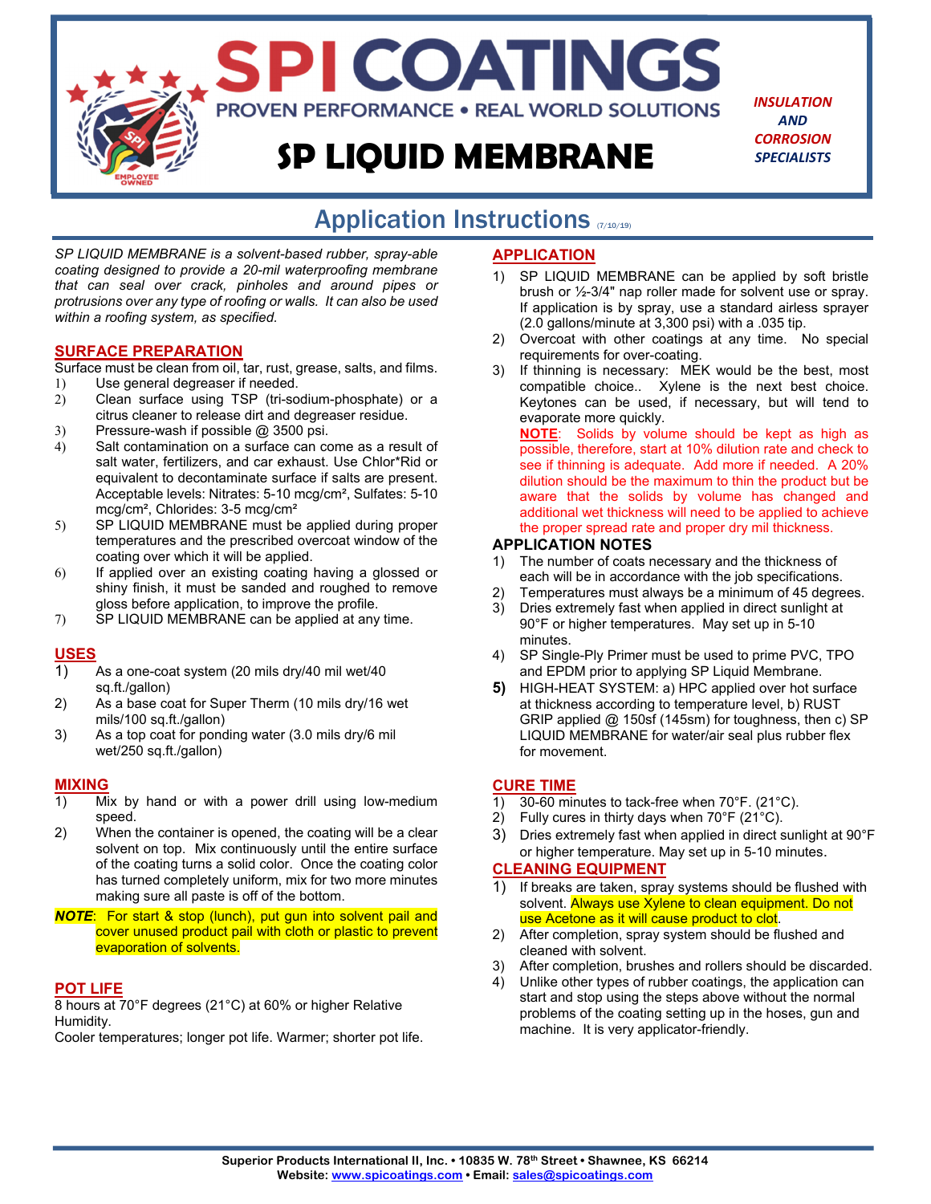# SPI COATINGS

PROVEN PERFORMANCE • REAL WORLD SOLUTIONS

# SP LIQUID MEMBRANE

*INSULATION AND CORROSION SPECIALISTS*

## Application Instructions (7/10/19)

*SP LIQUID MEMBRANE is a solvent-based rubber, spray-able coating designed to provide a 20-mil waterproofing membrane that can seal over crack, pinholes and around pipes or protrusions over any type of roofing or walls. It can also be used within a roofing system, as specified.*

### SURFACE PREPARATION

Surface must be clean from oil, tar, rust, grease, salts, and films.

1) Use general degreaser if needed.
2) Clean surface using TSP (tri-sodium-phosphate) or a citrus cleaner to release dirt and degreaser residue.
3) Pressure-wash if possible @ 3500 psi.
4) Salt contamination on a surface can come as a result of salt water, fertilizers, and car exhaust. Use Chlor*Rid or equivalent to decontaminate surface if salts are present. Acceptable levels: Nitrates: 5-10 mcg/cm², Sulfates: 5-10 mcg/cm², Chlorides: 3-5 mcg/cm²
5) SP LIQUID MEMBRANE must be applied during proper temperatures and the prescribed overcoat window of the coating over which it will be applied.
6) If applied over an existing coating having a glossed or shiny finish, it must be sanded and roughed to remove gloss before application, to improve the profile.
7) SP LIQUID MEMBRANE can be applied at any time.

### USES

1) As a one-coat system (20 mils dry/40 mil wet/40 sq.ft./gallon)
2) As a base coat for Super Therm (10 mils dry/16 wet mils/100 sq.ft./gallon)
3) As a top coat for ponding water (3.0 mils dry/6 mil wet/250 sq.ft./gallon)

### MIXING

1) Mix by hand or with a power drill using low-medium speed.
2) When the container is opened, the coating will be a clear solvent on top. Mix continuously until the entire surface of the coating turns a solid color. Once the coating color has turned completely uniform, mix for two more minutes making sure all paste is off of the bottom.

***NOTE***: For start & stop (lunch), put gun into solvent pail and cover unused product pail with cloth or plastic to prevent evaporation of solvents.

### POT LIFE

8 hours at 70°F degrees (21°C) at 60% or higher Relative Humidity.

Cooler temperatures; longer pot life. Warmer; shorter pot life.

### APPLICATION

1) SP LIQUID MEMBRANE can be applied by soft bristle brush or ½-3/4" nap roller made for solvent use or spray. If application is by spray, use a standard airless sprayer (2.0 gallons/minute at 3,300 psi) with a .035 tip.
2) Overcoat with other coatings at any time. No special requirements for over-coating.
3) If thinning is necessary: MEK would be the best, most compatible choice.. Xylene is the next best choice. Keytones can be used, if necessary, but will tend to evaporate more quickly.

   **NOTE**: Solids by volume should be kept as high as possible, therefore, start at 10% dilution rate and check to see if thinning is adequate. Add more if needed. A 20% dilution should be the maximum to thin the product but be aware that the solids by volume has changed and additional wet thickness will need to be applied to achieve the proper spread rate and proper dry mil thickness.

### APPLICATION NOTES

1) The number of coats necessary and the thickness of each will be in accordance with the job specifications.
2) Temperatures must always be a minimum of 45 degrees.
3) Dries extremely fast when applied in direct sunlight at 90°F or higher temperatures. May set up in 5-10 minutes.
4) SP Single-Ply Primer must be used to prime PVC, TPO and EPDM prior to applying SP Liquid Membrane.
5) HIGH-HEAT SYSTEM: a) HPC applied over hot surface at thickness according to temperature level, b) RUST GRIP applied @ 150sf (145sm) for toughness, then c) SP LIQUID MEMBRANE for water/air seal plus rubber flex for movement.

### CURE TIME

1) 30-60 minutes to tack-free when 70°F. (21°C).
2) Fully cures in thirty days when 70°F (21°C).
3) Dries extremely fast when applied in direct sunlight at 90°F or higher temperature. May set up in 5-10 minutes.

### CLEANING EQUIPMENT

1) If breaks are taken, spray systems should be flushed with solvent. Always use Xylene to clean equipment. Do not use Acetone as it will cause product to clot.
2) After completion, spray system should be flushed and cleaned with solvent.
3) After completion, brushes and rollers should be discarded.
4) Unlike other types of rubber coatings, the application can start and stop using the steps above without the normal problems of the coating setting up in the hoses, gun and machine. It is very applicator-friendly.

**Superior Products International II, Inc. • 10835 W. 78th Street • Shawnee, KS 66214**
**Website: www.spicoatings.com • Email: sales@spicoatings.com**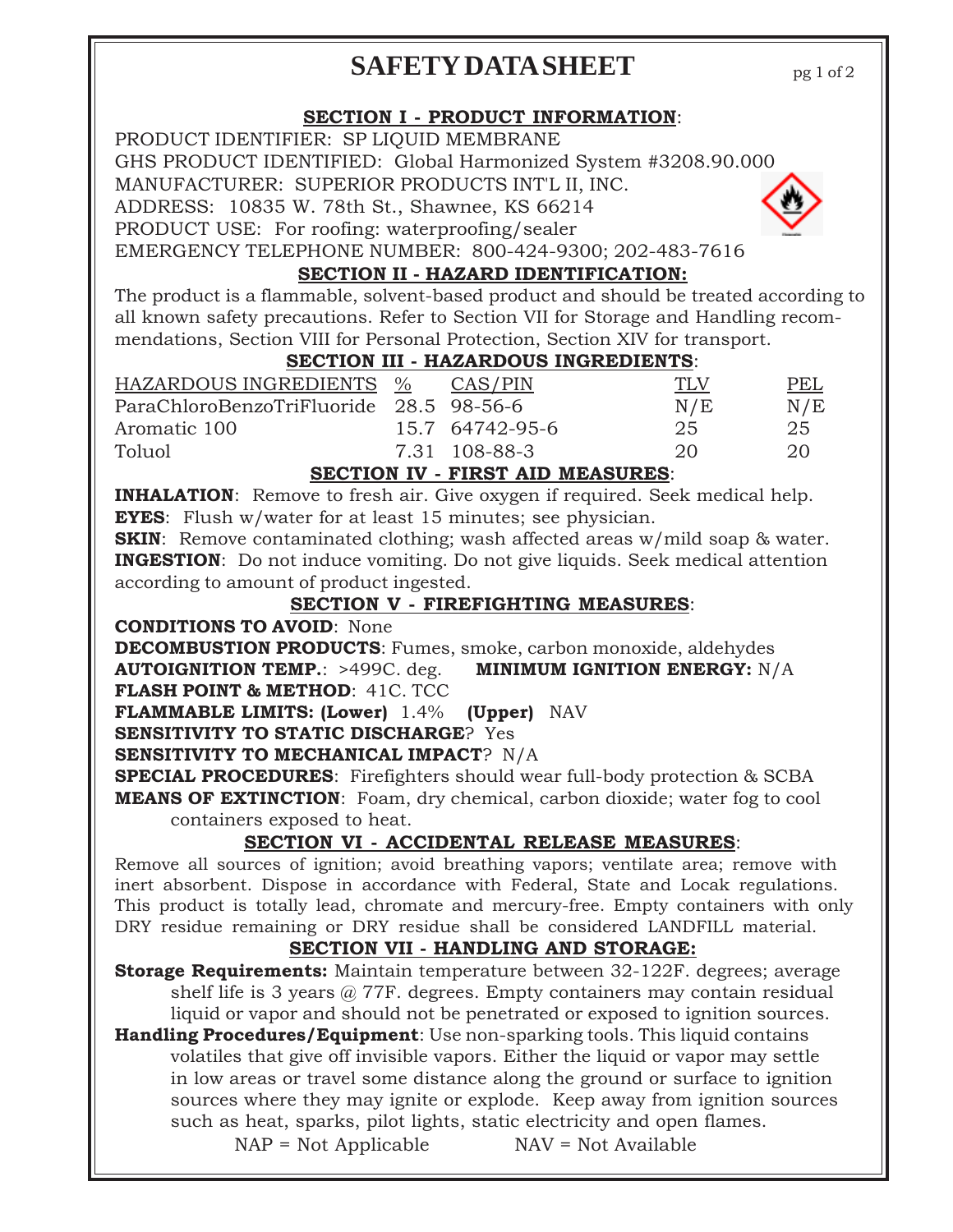# SAFETY DATA SHEET

## SECTION I - PRODUCT INFORMATION:

PRODUCT IDENTIFIER: SP LIQUID MEMBRANE
GHS PRODUCT IDENTIFIED: Global Harmonized System #3208.90.000
MANUFACTURER: SUPERIOR PRODUCTS INT'L II, INC.
ADDRESS: 10835 W. 78th St., Shawnee, KS 66214
PRODUCT USE: For roofing: waterproofing/sealer
EMERGENCY TELEPHONE NUMBER: 800-424-9300; 202-483-7616

## SECTION II - HAZARD IDENTIFICATION:

The product is a flammable, solvent-based product and should be treated according to all known safety precautions. Refer to Section VII for Storage and Handling recommendations, Section VIII for Personal Protection, Section XIV for transport.

## SECTION III - HAZARDOUS INGREDIENTS:

| HAZARDOUS INGREDIENTS | % | CAS/PIN | TLV | PEL |
|---|---|---|---|---|
| ParaChloroBenzoTriFluoride | 28.5 | 98-56-6 | N/E | N/E |
| Aromatic 100 | 15.7 | 64742-95-6 | 25 | 25 |
| Toluol | 7.31 | 108-88-3 | 20 | 20 |

## SECTION IV - FIRST AID MEASURES:

**INHALATION**: Remove to fresh air. Give oxygen if required. Seek medical help.
**EYES**: Flush w/water for at least 15 minutes; see physician.
**SKIN**: Remove contaminated clothing; wash affected areas w/mild soap & water.
**INGESTION**: Do not induce vomiting. Do not give liquids. Seek medical attention according to amount of product ingested.

## SECTION V - FIREFIGHTING MEASURES:

**CONDITIONS TO AVOID**: None
**DECOMBUSTION PRODUCTS**: Fumes, smoke, carbon monoxide, aldehydes
**AUTOIGNITION TEMP.**: >499C. deg. **MINIMUM IGNITION ENERGY:** N/A
**FLASH POINT & METHOD**: 41C. TCC
**FLAMMABLE LIMITS: (Lower)** 1.4% **(Upper)** NAV
**SENSITIVITY TO STATIC DISCHARGE**? Yes
**SENSITIVITY TO MECHANICAL IMPACT**? N/A
**SPECIAL PROCEDURES**: Firefighters should wear full-body protection & SCBA
**MEANS OF EXTINCTION**: Foam, dry chemical, carbon dioxide; water fog to cool containers exposed to heat.

## SECTION VI - ACCIDENTAL RELEASE MEASURES:

Remove all sources of ignition; avoid breathing vapors; ventilate area; remove with inert absorbent. Dispose in accordance with Federal, State and Locak regulations. This product is totally lead, chromate and mercury-free. Empty containers with only DRY residue remaining or DRY residue shall be considered LANDFILL material.

## SECTION VII - HANDLING AND STORAGE:

**Storage Requirements:** Maintain temperature between 32-122F. degrees; average shelf life is 3 years @ 77F. degrees. Empty containers may contain residual liquid or vapor and should not be penetrated or exposed to ignition sources.

**Handling Procedures/Equipment**: Use non-sparking tools. This liquid contains volatiles that give off invisible vapors. Either the liquid or vapor may settle in low areas or travel some distance along the ground or surface to ignition sources where they may ignite or explode. Keep away from ignition sources such as heat, sparks, pilot lights, static electricity and open flames.

NAP = Not Applicable NAV = Not Available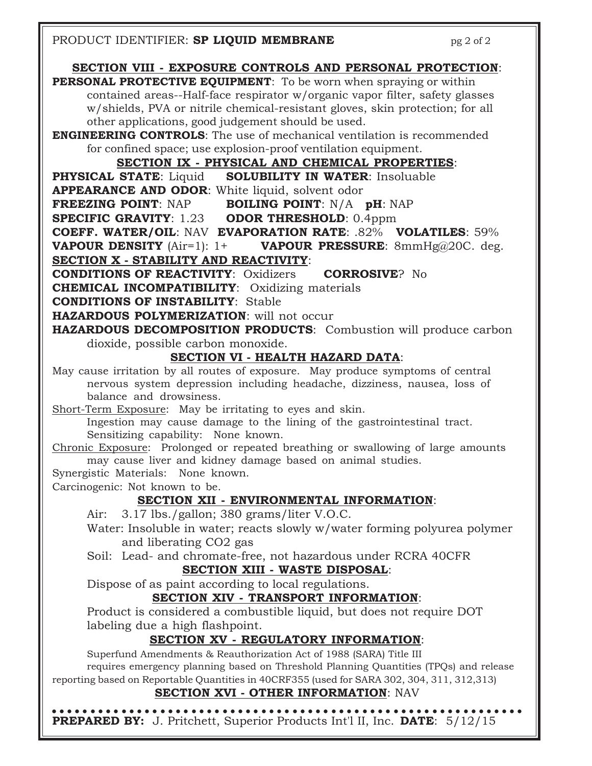PRODUCT IDENTIFIER: **SP LIQUID MEMBRANE**

## SECTION VIII - EXPOSURE CONTROLS AND PERSONAL PROTECTION:

**PERSONAL PROTECTIVE EQUIPMENT**: To be worn when spraying or within contained areas--Half-face respirator w/organic vapor filter, safety glasses w/shields, PVA or nitrile chemical-resistant gloves, skin protection; for all other applications, good judgement should be used.

**ENGINEERING CONTROLS**: The use of mechanical ventilation is recommended for confined space; use explosion-proof ventilation equipment.

## SECTION IX - PHYSICAL AND CHEMICAL PROPERTIES:

**PHYSICAL STATE**: Liquid **SOLUBILITY IN WATER**: Insoluable
**APPEARANCE AND ODOR**: White liquid, solvent odor
**FREEZING POINT**: NAP **BOILING POINT**: N/A **pH**: NAP
**SPECIFIC GRAVITY**: 1.23 **ODOR THRESHOLD**: 0.4ppm
**COEFF. WATER/OIL**: NAV **EVAPORATION RATE**: .82% **VOLATILES**: 59%
**VAPOUR DENSITY** (Air=1): 1+ **VAPOUR PRESSURE**: 8mmHg@20C. deg.

## SECTION X - STABILITY AND REACTIVITY:

**CONDITIONS OF REACTIVITY**: Oxidizers **CORROSIVE**? No
**CHEMICAL INCOMPATIBILITY**: Oxidizing materials
**CONDITIONS OF INSTABILITY**: Stable
**HAZARDOUS POLYMERIZATION**: will not occur
**HAZARDOUS DECOMPOSITION PRODUCTS**: Combustion will produce carbon dioxide, possible carbon monoxide.

## SECTION VI - HEALTH HAZARD DATA:

May cause irritation by all routes of exposure. May produce symptoms of central nervous system depression including headache, dizziness, nausea, loss of balance and drowsiness.

Short-Term Exposure: May be irritating to eyes and skin.
Ingestion may cause damage to the lining of the gastrointestinal tract.
Sensitizing capability: None known.

Chronic Exposure: Prolonged or repeated breathing or swallowing of large amounts may cause liver and kidney damage based on animal studies.

Synergistic Materials: None known.

Carcinogenic: Not known to be.

## SECTION XII - ENVIRONMENTAL INFORMATION:

Air: 3.17 lbs./gallon; 380 grams/liter V.O.C.
Water: Insoluble in water; reacts slowly w/water forming polyurea polymer and liberating $CO_2$ gas
Soil: Lead- and chromate-free, not hazardous under RCRA 40CFR

## SECTION XIII - WASTE DISPOSAL:

Dispose of as paint according to local regulations.

## SECTION XIV - TRANSPORT INFORMATION:

Product is considered a combustible liquid, but does not require DOT labeling due a high flashpoint.

## SECTION XV - REGULATORY INFORMATION:

Superfund Amendments & Reauthorization Act of 1988 (SARA) Title III requires emergency planning based on Threshold Planning Quantities (TPQs) and release reporting based on Reportable Quantities in 40CRF355 (used for SARA 302, 304, 311, 312,313)

## SECTION XVI - OTHER INFORMATION: NAV

**PREPARED BY:** J. Pritchett, Superior Products Int'l II, Inc. **DATE**: 5/12/15